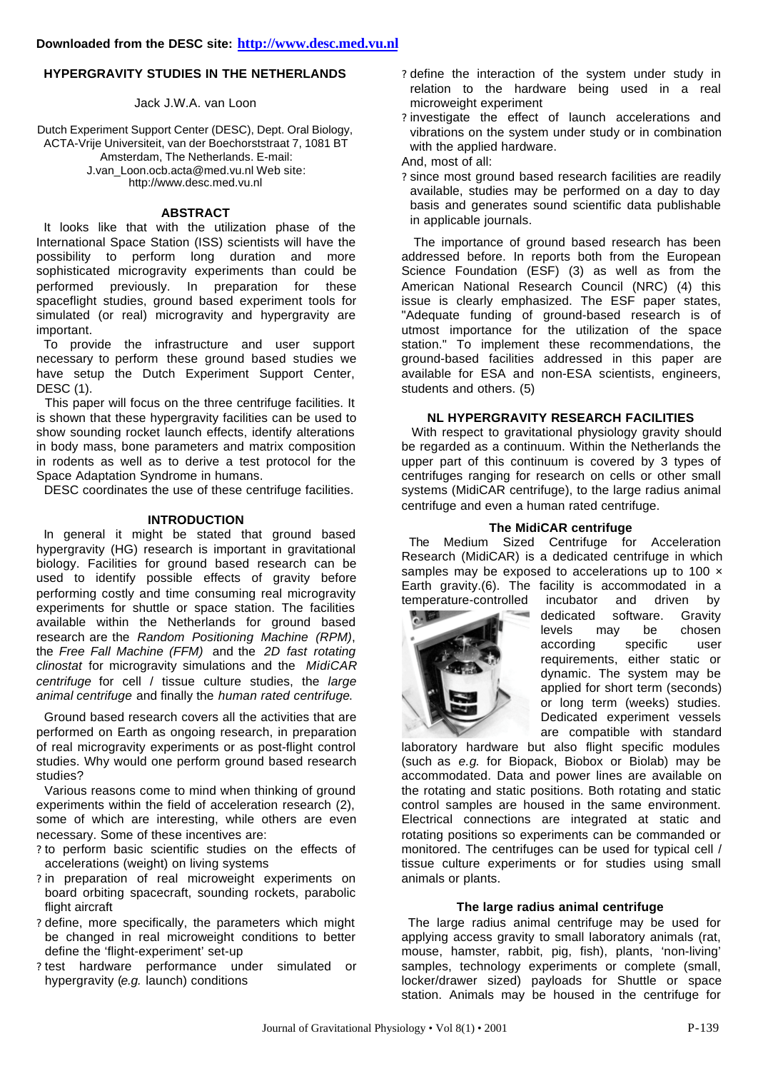Downloaded from the DESC site: **http://www.desc.med.vu.nl**

# HYPERGRAVITY STUDIES IN THE NETHERLANDS

Jack J.W.A. van Loon

Dutch Experiment Support Center (DESC), Dept. Oral Biology, ACTA-Vrije Universiteit, van der Boechorststraat 7, 1081 BT Amsterdam, The Netherlands. E-mail: J.van_Loon.ocb.acta@med.vu.nl Web site: http://www.desc.med.vu.nl

## ABSTRACT

It looks like that with the utilization phase of the International Space Station (ISS) scientists will have the possibility to perform long duration and more sophisticated microgravity experiments than could be performed previously. In preparation for these spaceflight studies, ground based experiment tools for simulated (or real) microgravity and hypergravity are important.

To provide the infrastructure and user support necessary to perform these ground based studies we have setup the Dutch Experiment Support Center, DESC (1).

This paper will focus on the three centrifuge facilities. It is shown that these hypergravity facilities can be used to show sounding rocket launch effects, identify alterations in body mass, bone parameters and matrix composition in rodents as well as to derive a test protocol for the Space Adaptation Syndrome in humans.

DESC coordinates the use of these centrifuge facilities.

## INTRODUCTION

In general it might be stated that ground based hypergravity (HG) research is important in gravitational biology. Facilities for ground based research can be used to identify possible effects of gravity before performing costly and time consuming real microgravity experiments for shuttle or space station. The facilities available within the Netherlands for ground based research are the *Random Positioning Machine (RPM)*, the *Free Fall Machine (FFM)* and the *2D fast rotating clinostat* for microgravity simulations and the *MidiCAR centrifuge* for cell / tissue culture studies, the *large animal centrifuge* and finally the *human rated centrifuge*.

Ground based research covers all the activities that are performed on Earth as ongoing research, in preparation of real microgravity experiments or as post-flight control studies. Why would one perform ground based research studies?

Various reasons come to mind when thinking of ground experiments within the field of acceleration research (2), some of which are interesting, while others are even necessary. Some of these incentives are:

- to perform basic scientific studies on the effects of accelerations (weight) on living systems
- in preparation of real microweight experiments on board orbiting spacecraft, sounding rockets, parabolic flight aircraft
- define, more specifically, the parameters which might be changed in real microweight conditions to better define the 'flight-experiment' set-up
- test hardware performance under simulated or hypergravity (*e.g.* launch) conditions
- define the interaction of the system under study in relation to the hardware being used in a real microweight experiment
- investigate the effect of launch accelerations and vibrations on the system under study or in combination with the applied hardware.

And, most of all:

- since most ground based research facilities are readily available, studies may be performed on a day to day basis and generates sound scientific data publishable in applicable journals.

The importance of ground based research has been addressed before. In reports both from the European Science Foundation (ESF) (3) as well as from the American National Research Council (NRC) (4) this issue is clearly emphasized. The ESF paper states, "Adequate funding of ground-based research is of utmost importance for the utilization of the space station." To implement these recommendations, the ground-based facilities addressed in this paper are available for ESA and non-ESA scientists, engineers, students and others. (5)

## NL HYPERGRAVITY RESEARCH FACILITIES

With respect to gravitational physiology gravity should be regarded as a continuum. Within the Netherlands the upper part of this continuum is covered by 3 types of centrifuges ranging for research on cells or other small systems (MidiCAR centrifuge), to the large radius animal centrifuge and even a human rated centrifuge.

### The MidiCAR centrifuge

The Medium Sized Centrifuge for Acceleration Research (MidiCAR) is a dedicated centrifuge in which samples may be exposed to accelerations up to 100 × Earth gravity.(6). The facility is accommodated in a temperature-controlled incubator and driven by dedicated software. Gravity levels may be chosen according specific user requirements, either static or dynamic. The system may be applied for short term (seconds) or long term (weeks) studies. Dedicated experiment vessels are compatible with standard laboratory hardware but also flight specific modules (such as *e.g.* for Biopack, Biobox or Biolab) may be accommodated. Data and power lines are available on the rotating and static positions. Both rotating and static control samples are housed in the same environment. Electrical connections are integrated at static and rotating positions so experiments can be commanded or monitored. The centrifuges can be used for typical cell / tissue culture experiments or for studies using small animals or plants.

### The large radius animal centrifuge

The large radius animal centrifuge may be used for applying access gravity to small laboratory animals (rat, mouse, hamster, rabbit, pig, fish), plants, 'non-living' samples, technology experiments or complete (small, locker/drawer sized) payloads for Shuttle or space station. Animals may be housed in the centrifuge for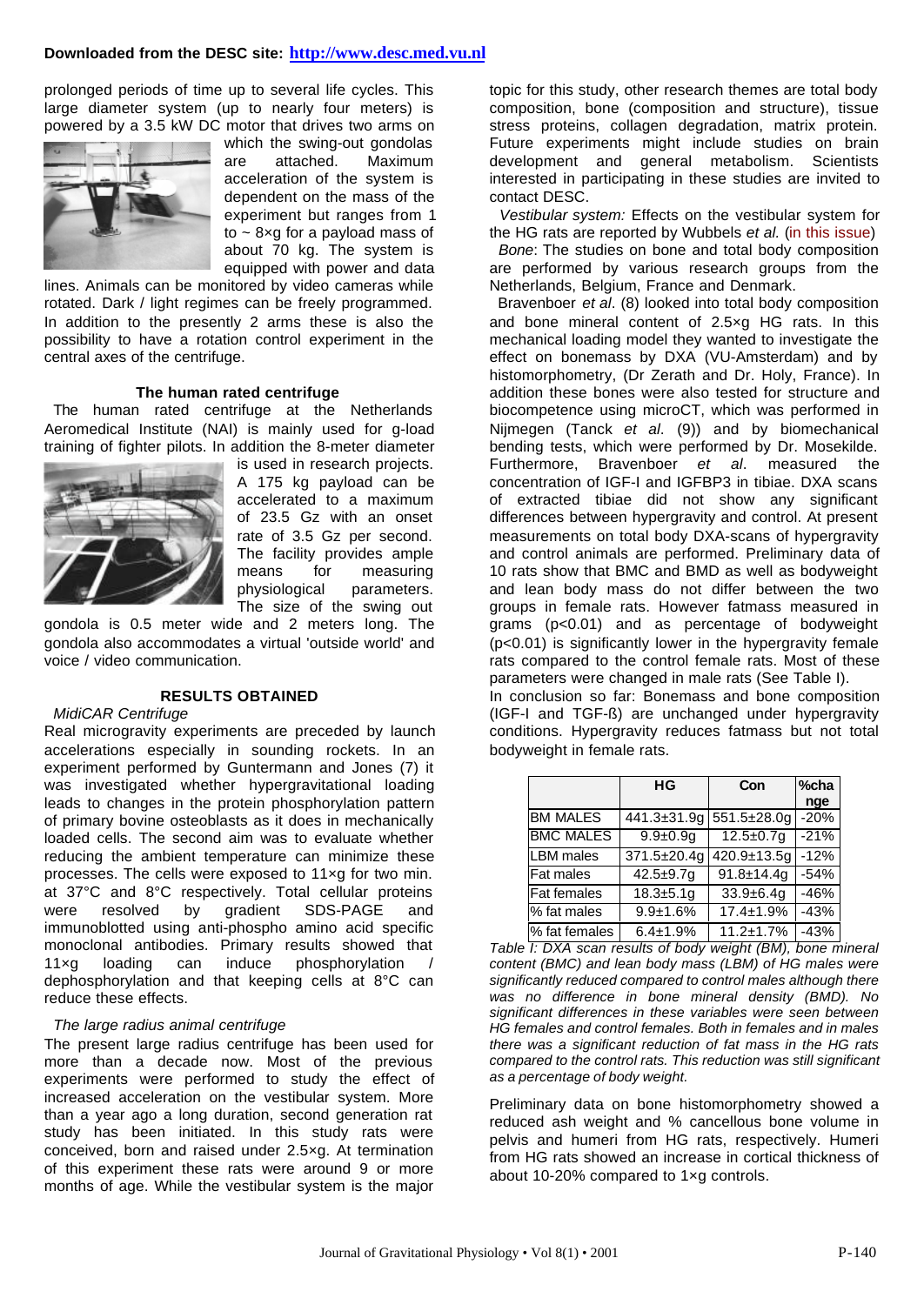prolonged periods of time up to several life cycles. This large diameter system (up to nearly four meters) is powered by a 3.5 kW DC motor that drives two arms on which the swing-out gondolas are attached. Maximum acceleration of the system is dependent on the mass of the experiment but ranges from 1 to ~ 8×g for a payload mass of about 70 kg. The system is equipped with power and data lines. Animals can be monitored by video cameras while rotated. Dark / light regimes can be freely programmed. In addition to the presently 2 arms these is also the possibility to have a rotation control experiment in the central axes of the centrifuge.

### The human rated centrifuge

The human rated centrifuge at the Netherlands Aeromedical Institute (NAI) is mainly used for g-load training of fighter pilots. In addition the 8-meter diameter is used in research projects. A 175 kg payload can be accelerated to a maximum of 23.5 Gz with an onset rate of 3.5 Gz per second. The facility provides ample means for measuring physiological parameters. The size of the swing out gondola is 0.5 meter wide and 2 meters long. The gondola also accommodates a virtual 'outside world' and voice / video communication.

## RESULTS OBTAINED

*MidiCAR Centrifuge*

Real microgravity experiments are preceded by launch accelerations especially in sounding rockets. In an experiment performed by Guntermann and Jones (7) it was investigated whether hypergravitational loading leads to changes in the protein phosphorylation pattern of primary bovine osteoblasts as it does in mechanically loaded cells. The second aim was to evaluate whether reducing the ambient temperature can minimize these processes. The cells were exposed to 11×g for two min. at 37°C and 8°C respectively. Total cellular proteins were resolved by gradient SDS-PAGE and immunoblotted using anti-phospho amino acid specific monoclonal antibodies. Primary results showed that 11×g loading can induce phosphorylation / dephosphorylation and that keeping cells at 8°C can reduce these effects.

*The large radius animal centrifuge*

The present large radius centrifuge has been used for more than a decade now. Most of the previous experiments were performed to study the effect of increased acceleration on the vestibular system. More than a year ago a long duration, second generation rat study has been initiated. In this study rats were conceived, born and raised under 2.5×g. At termination of this experiment these rats were around 9 or more months of age. While the vestibular system is the major topic for this study, other research themes are total body composition, bone (composition and structure), tissue stress proteins, collagen degradation, matrix protein. Future experiments might include studies on brain development and general metabolism. Scientists interested in participating in these studies are invited to contact DESC.

*Vestibular system:* Effects on the vestibular system for the HG rats are reported by Wubbels *et al.* (in this issue)

*Bone*: The studies on bone and total body composition are performed by various research groups from the Netherlands, Belgium, France and Denmark.

Bravenboer *et al*. (8) looked into total body composition and bone mineral content of 2.5×g HG rats. In this mechanical loading model they wanted to investigate the effect on bonemass by DXA (VU-Amsterdam) and by histomorphometry, (Dr Zerath and Dr. Holy, France). In addition these bones were also tested for structure and biocompetence using microCT, which was performed in Nijmegen (Tanck *et al*. (9)) and by biomechanical bending tests, which were performed by Dr. Mosekilde. Furthermore, Bravenboer *et al*. measured the concentration of IGF-I and IGFBP3 in tibiae. DXA scans of extracted tibiae did not show any significant differences between hypergravity and control. At present measurements on total body DXA-scans of hypergravity and control animals are performed. Preliminary data of 10 rats show that BMC and BMD as well as bodyweight and lean body mass do not differ between the two groups in female rats. However fatmass measured in grams ($p<0.01$) and as percentage of bodyweight ($p<0.01$) is significantly lower in the hypergravity female rats compared to the control female rats. Most of these parameters were changed in male rats (See Table I).

In conclusion so far: Bonemass and bone composition (IGF-I and TGF-ß) are unchanged under hypergravity conditions. Hypergravity reduces fatmass but not total bodyweight in female rats.

| | HG | Con | %change |
|---|---|---|---|
| BM MALES | 441.3±31.9g | 551.5±28.0g | -20% |
| BMC MALES | 9.9±0.9g | 12.5±0.7g | -21% |
| LBM males | 371.5±20.4g | 420.9±13.5g | -12% |
| Fat males | 42.5±9.7g | 91.8±14.4g | -54% |
| Fat females | 18.3±5.1g | 33.9±6.4g | -46% |
| % fat males | 9.9±1.6% | 17.4±1.9% | -43% |
| % fat females | 6.4±1.9% | 11.2±1.7% | -43% |

*Table I: DXA scan results of body weight (BM), bone mineral content (BMC) and lean body mass (LBM) of HG males were significantly reduced compared to control males although there was no difference in bone mineral density (BMD). No significant differences in these variables were seen between HG females and control females. Both in females and in males there was a significant reduction of fat mass in the HG rats compared to the control rats. This reduction was still significant as a percentage of body weight.*

Preliminary data on bone histomorphometry showed a reduced ash weight and % cancellous bone volume in pelvis and humeri from HG rats, respectively. Humeri from HG rats showed an increase in cortical thickness of about 10-20% compared to 1×g controls.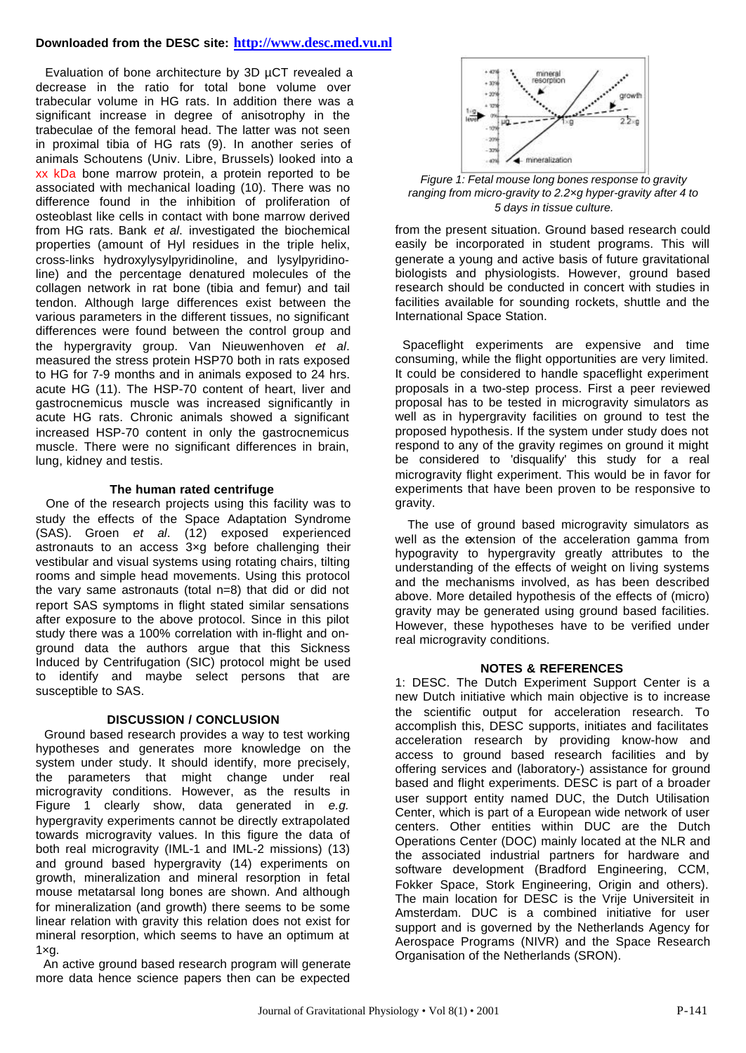**Downloaded from the DESC site: http://www.desc.med.vu.nl**

Evaluation of bone architecture by 3D µCT revealed a decrease in the ratio for total bone volume over trabecular volume in HG rats. In addition there was a significant increase in degree of anisotrophy in the trabeculae of the femoral head. The latter was not seen in proximal tibia of HG rats (9). In another series of animals Schoutens (Univ. Libre, Brussels) looked into a xx kDa bone marrow protein, a protein reported to be associated with mechanical loading (10). There was no difference found in the inhibition of proliferation of osteoblast like cells in contact with bone marrow derived from HG rats. Bank *et al.* investigated the biochemical properties (amount of Hyl residues in the triple helix, cross-links hydroxylysylpyridinoline, and lysylpyridinoline) and the percentage denatured molecules of the collagen network in rat bone (tibia and femur) and tail tendon. Although large differences exist between the various parameters in the different tissues, no significant differences were found between the control group and the hypergravity group. Van Nieuwenhoven *et al*. measured the stress protein HSP70 both in rats exposed to HG for 7-9 months and in animals exposed to 24 hrs. acute HG (11). The HSP-70 content of heart, liver and gastrocnemicus muscle was increased significantly in acute HG rats. Chronic animals showed a significant increased HSP-70 content in only the gastrocnemicus muscle. There were no significant differences in brain, lung, kidney and testis.

### The human rated centrifuge

One of the research projects using this facility was to study the effects of the Space Adaptation Syndrome (SAS). Groen *et al*. (12) exposed experienced astronauts to an access 3×g before challenging their vestibular and visual systems using rotating chairs, tilting rooms and simple head movements. Using this protocol the vary same astronauts (total n=8) that did or did not report SAS symptoms in flight stated similar sensations after exposure to the above protocol. Since in this pilot study there was a 100% correlation with in-flight and on-ground data the authors argue that this Sickness Induced by Centrifugation (SIC) protocol might be used to identify and maybe select persons that are susceptible to SAS.

### DISCUSSION / CONCLUSION

Ground based research provides a way to test working hypotheses and generates more knowledge on the system under study. It should identify, more precisely, the parameters that might change under real microgravity conditions. However, as the results in Figure 1 clearly show, data generated in *e.g.* hypergravity experiments cannot be directly extrapolated towards microgravity values. In this figure the data of both real microgravity (IML-1 and IML-2 missions) (13) and ground based hypergravity (14) experiments on growth, mineralization and mineral resorption in fetal mouse metatarsal long bones are shown. And although for mineralization (and growth) there seems to be some linear relation with gravity this relation does not exist for mineral resorption, which seems to have an optimum at 1×g.

An active ground based research program will generate more data hence science papers then can be expected from the present situation. Ground based research could easily be incorporated in student programs. This will generate a young and active basis of future gravitational biologists and physiologists. However, ground based research should be conducted in concert with studies in facilities available for sounding rockets, shuttle and the International Space Station.

*Figure 1: Fetal mouse long bones response to gravity ranging from micro-gravity to 2.2×g hyper-gravity after 4 to 5 days in tissue culture.*

Spaceflight experiments are expensive and time consuming, while the flight opportunities are very limited. It could be considered to handle spaceflight experiment proposals in a two-step process. First a peer reviewed proposal has to be tested in microgravity simulators as well as in hypergravity facilities on ground to test the proposed hypothesis. If the system under study does not respond to any of the gravity regimes on ground it might be considered to 'disqualify' this study for a real microgravity flight experiment. This would be in favor for experiments that have been proven to be responsive to gravity.

The use of ground based microgravity simulators as well as the extension of the acceleration gamma from hypogravity to hypergravity greatly attributes to the understanding of the effects of weight on living systems and the mechanisms involved, as has been described above. More detailed hypothesis of the effects of (micro) gravity may be generated using ground based facilities. However, these hypotheses have to be verified under real microgravity conditions.

### NOTES & REFERENCES

1: DESC. The Dutch Experiment Support Center is a new Dutch initiative which main objective is to increase the scientific output for acceleration research. To accomplish this, DESC supports, initiates and facilitates acceleration research by providing know-how and access to ground based research facilities and by offering services and (laboratory-) assistance for ground based and flight experiments. DESC is part of a broader user support entity named DUC, the Dutch Utilisation Center, which is part of a European wide network of user centers. Other entities within DUC are the Dutch Operations Center (DOC) mainly located at the NLR and the associated industrial partners for hardware and software development (Bradford Engineering, CCM, Fokker Space, Stork Engineering, Origin and others). The main location for DESC is the Vrije Universiteit in Amsterdam. DUC is a combined initiative for user support and is governed by the Netherlands Agency for Aerospace Programs (NIVR) and the Space Research Organisation of the Netherlands (SRON).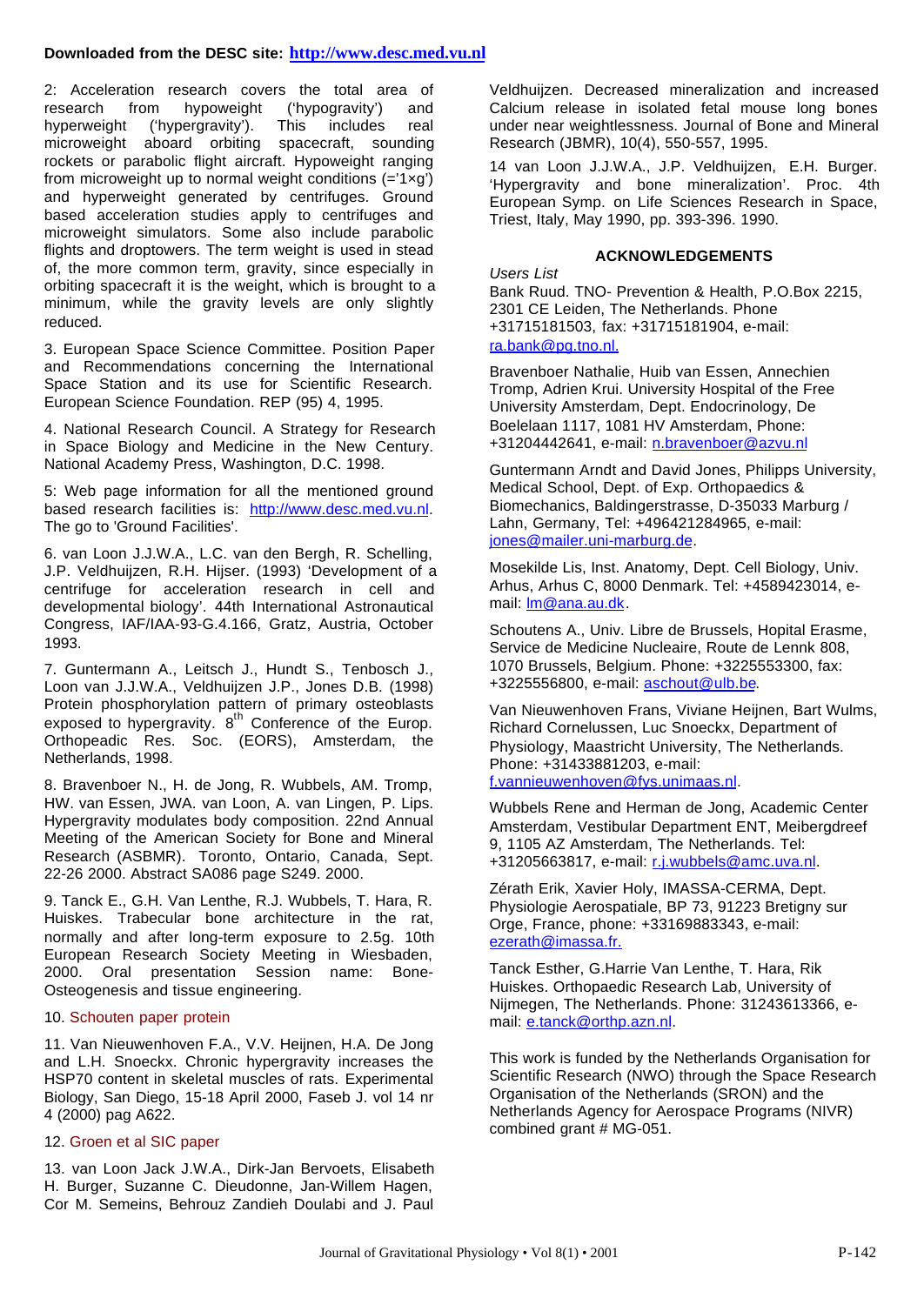Downloaded from the DESC site: **http://www.desc.med.vu.nl**

2: Acceleration research covers the total area of research from hypoweight ('hypogravity') and hyperweight ('hypergravity'). This includes real microweight aboard orbiting spacecraft, sounding rockets or parabolic flight aircraft. Hypoweight ranging from microweight up to normal weight conditions (='1×g') and hyperweight generated by centrifuges. Ground based acceleration studies apply to centrifuges and microweight simulators. Some also include parabolic flights and droptowers. The term weight is used in stead of, the more common term, gravity, since especially in orbiting spacecraft it is the weight, which is brought to a minimum, while the gravity levels are only slightly reduced.

3. European Space Science Committee. Position Paper and Recommendations concerning the International Space Station and its use for Scientific Research. European Science Foundation. REP (95) 4, 1995.

4. National Research Council. A Strategy for Research in Space Biology and Medicine in the New Century. National Academy Press, Washington, D.C. 1998.

5: Web page information for all the mentioned ground based research facilities is: http://www.desc.med.vu.nl. The go to 'Ground Facilities'.

6. van Loon J.J.W.A., L.C. van den Bergh, R. Schelling, J.P. Veldhuijzen, R.H. Hijser. (1993) 'Development of a centrifuge for acceleration research in cell and developmental biology'. 44th International Astronautical Congress, IAF/IAA-93-G.4.166, Gratz, Austria, October 1993.

7. Guntermann A., Leitsch J., Hundt S., Tenbosch J., Loon van J.J.W.A., Veldhuijzen J.P., Jones D.B. (1998) Protein phosphorylation pattern of primary osteoblasts exposed to hypergravity. 8th Conference of the Europ. Orthopeadic Res. Soc. (EORS), Amsterdam, the Netherlands, 1998.

8. Bravenboer N., H. de Jong, R. Wubbels, AM. Tromp, HW. van Essen, JWA. van Loon, A. van Lingen, P. Lips. Hypergravity modulates body composition. 22nd Annual Meeting of the American Society for Bone and Mineral Research (ASBMR). Toronto, Ontario, Canada, Sept. 22-26 2000. Abstract SA086 page S249. 2000.

9. Tanck E., G.H. Van Lenthe, R.J. Wubbels, T. Hara, R. Huiskes. Trabecular bone architecture in the rat, normally and after long-term exposure to 2.5g. 10th European Research Society Meeting in Wiesbaden, 2000. Oral presentation Session name: Bone-Osteogenesis and tissue engineering.

10. Schouten paper protein

11. Van Nieuwenhoven F.A., V.V. Heijnen, H.A. De Jong and L.H. Snoeckx. Chronic hypergravity increases the HSP70 content in skeletal muscles of rats. Experimental Biology, San Diego, 15-18 April 2000, Faseb J. vol 14 nr 4 (2000) pag A622.

12. Groen et al SIC paper

13. van Loon Jack J.W.A., Dirk-Jan Bervoets, Elisabeth H. Burger, Suzanne C. Dieudonne, Jan-Willem Hagen, Cor M. Semeins, Behrouz Zandieh Doulabi and J. Paul Veldhuijzen. Decreased mineralization and increased Calcium release in isolated fetal mouse long bones under near weightlessness. Journal of Bone and Mineral Research (JBMR), 10(4), 550-557, 1995.

14 van Loon J.J.W.A., J.P. Veldhuijzen, E.H. Burger. 'Hypergravity and bone mineralization'. Proc. 4th European Symp. on Life Sciences Research in Space, Triest, Italy, May 1990, pp. 393-396. 1990.

## ACKNOWLEDGEMENTS

*Users List*

Bank Ruud. TNO- Prevention & Health, P.O.Box 2215, 2301 CE Leiden, The Netherlands. Phone +31715181503, fax: +31715181904, e-mail: ra.bank@pg.tno.nl.

Bravenboer Nathalie, Huib van Essen, Annechien Tromp, Adrien Krui. University Hospital of the Free University Amsterdam, Dept. Endocrinology, De Boelelaan 1117, 1081 HV Amsterdam, Phone: +31204442641, e-mail: n.bravenboer@azvu.nl

Guntermann Arndt and David Jones, Philipps University, Medical School, Dept. of Exp. Orthopaedics & Biomechanics, Baldingerstrasse, D-35033 Marburg / Lahn, Germany, Tel: +496421284965, e-mail: jones@mailer.uni-marburg.de.

Mosekilde Lis, Inst. Anatomy, Dept. Cell Biology, Univ. Arhus, Arhus C, 8000 Denmark. Tel: +4589423014, e-mail: lm@ana.au.dk.

Schoutens A., Univ. Libre de Brussels, Hopital Erasme, Service de Medicine Nucleaire, Route de Lennk 808, 1070 Brussels, Belgium. Phone: +3225553300, fax: +3225556800, e-mail: aschout@ulb.be.

Van Nieuwenhoven Frans, Viviane Heijnen, Bart Wulms, Richard Cornelussen, Luc Snoeckx, Department of Physiology, Maastricht University, The Netherlands. Phone: +31433881203, e-mail: f.vannieuwenhoven@fys.unimaas.nl.

Wubbels Rene and Herman de Jong, Academic Center Amsterdam, Vestibular Department ENT, Meibergdreef 9, 1105 AZ Amsterdam, The Netherlands. Tel: +31205663817, e-mail: r.j.wubbels@amc.uva.nl.

Zérath Erik, Xavier Holy, IMASSA-CERMA, Dept. Physiologie Aerospatiale, BP 73, 91223 Bretigny sur Orge, France, phone: +33169883343, e-mail: ezerath@imassa.fr.

Tanck Esther, G.Harrie Van Lenthe, T. Hara, Rik Huiskes. Orthopaedic Research Lab, University of Nijmegen, The Netherlands. Phone: 31243613366, e-mail: e.tanck@orthp.azn.nl.

This work is funded by the Netherlands Organisation for Scientific Research (NWO) through the Space Research Organisation of the Netherlands (SRON) and the Netherlands Agency for Aerospace Programs (NIVR) combined grant # MG-051.